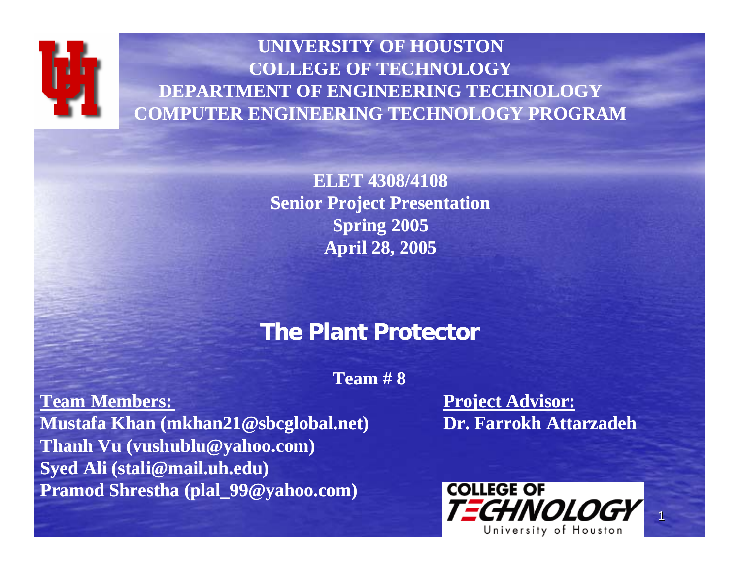**UNIVERSITY OF HOUSTON**
**COLLEGE OF TECHNOLOGY**
**DEPARTMENT OF ENGINEERING TECHNOLOGY**
**COMPUTER ENGINEERING TECHNOLOGY PROGRAM**

**ELET 4308/4108**
**Senior Project Presentation**
**Spring 2005**
**April 28, 2005**

# The Plant Protector

**Team # 8**

**Team Members:**
**Mustafa Khan (mkhan21@sbcglobal.net)**
**Thanh Vu (vushublu@yahoo.com)**
**Syed Ali (stali@mail.uh.edu)**
**Pramod Shrestha (plal_99@yahoo.com)**

**Project Advisor:**
**Dr. Farrokh Attarzadeh**

COLLEGE OF TECHNOLOGY
University of Houston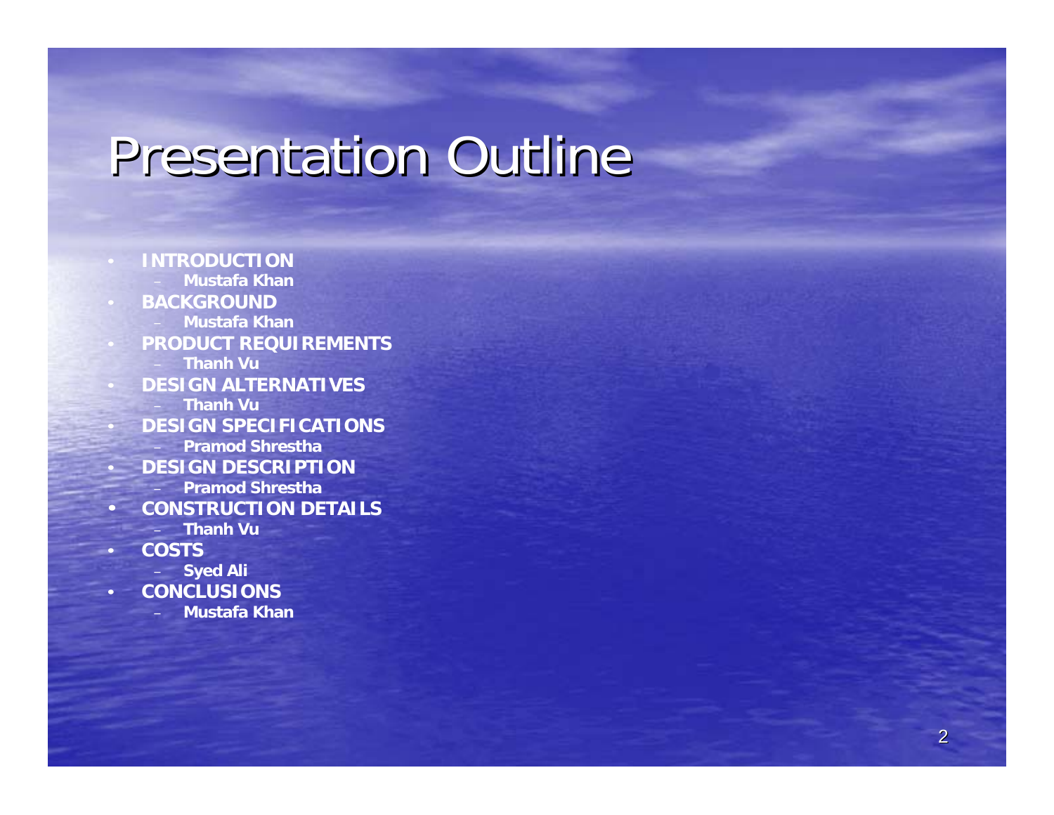# Presentation Outline

- **INTRODUCTION**
  - **Mustafa Khan**
- **BACKGROUND**
  - **Mustafa Khan**
- **PRODUCT REQUIREMENTS**
  - **Thanh Vu**
- **DESIGN ALTERNATIVES**
  - **Thanh Vu**
- **DESIGN SPECIFICATIONS**
  - **Pramod Shrestha**
- **DESIGN DESCRIPTION**
  - **Pramod Shrestha**
- **CONSTRUCTION DETAILS**
  - **Thanh Vu**
- **COSTS**
  - **Syed Ali**
- **CONCLUSIONS**
  - **Mustafa Khan**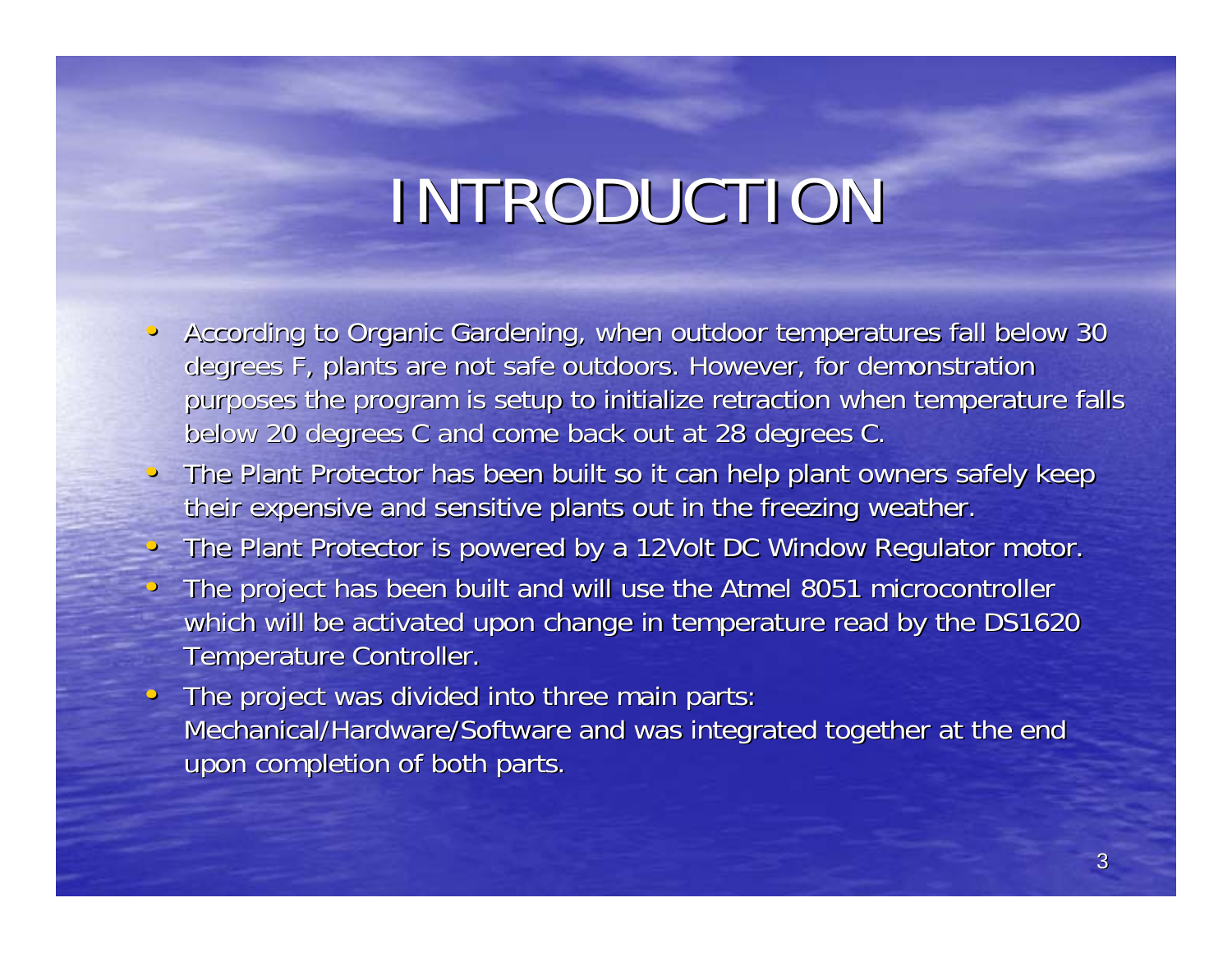# INTRODUCTION

- According to Organic Gardening, when outdoor temperatures fall below 30 degrees F, plants are not safe outdoors. However, for demonstration purposes the program is setup to initialize retraction when temperature falls below 20 degrees C and come back out at 28 degrees C.
- The Plant Protector has been built so it can help plant owners safely keep their expensive and sensitive plants out in the freezing weather.
- The Plant Protector is powered by a 12Volt DC Window Regulator motor.
- The project has been built and will use the Atmel 8051 microcontroller which will be activated upon change in temperature read by the DS1620 Temperature Controller.
- The project was divided into three main parts: Mechanical/Hardware/Software and was integrated together at the end upon completion of both parts.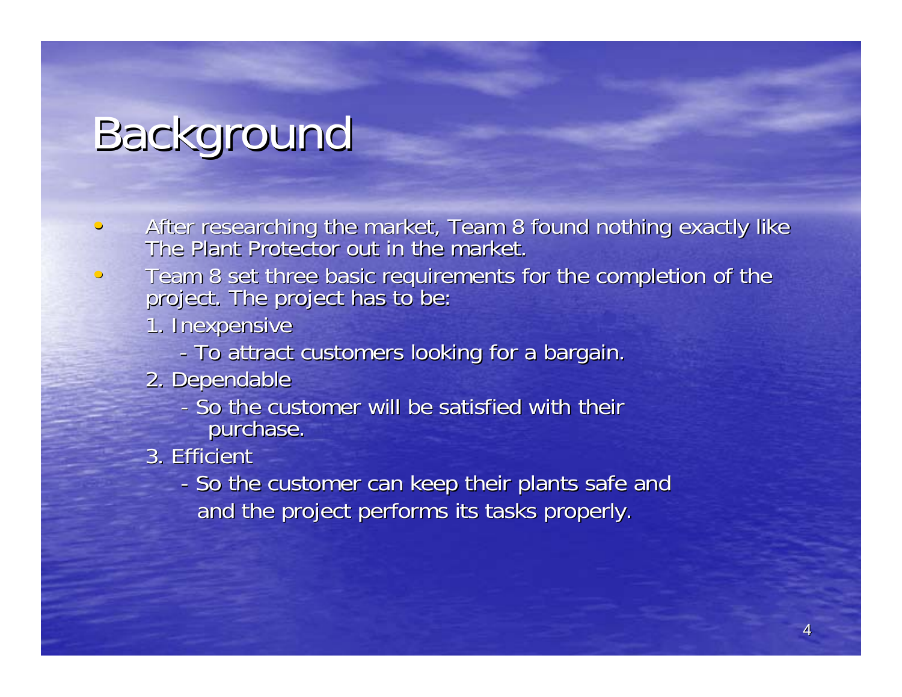# Background

- After researching the market, Team 8 found nothing exactly like The Plant Protector out in the market.
- Team 8 set three basic requirements for the completion of the project. The project has to be:

  1. Inexpensive
     - To attract customers looking for a bargain.
  2. Dependable
     - So the customer will be satisfied with their purchase.
  3. Efficient
     - So the customer can keep their plants safe and and the project performs its tasks properly.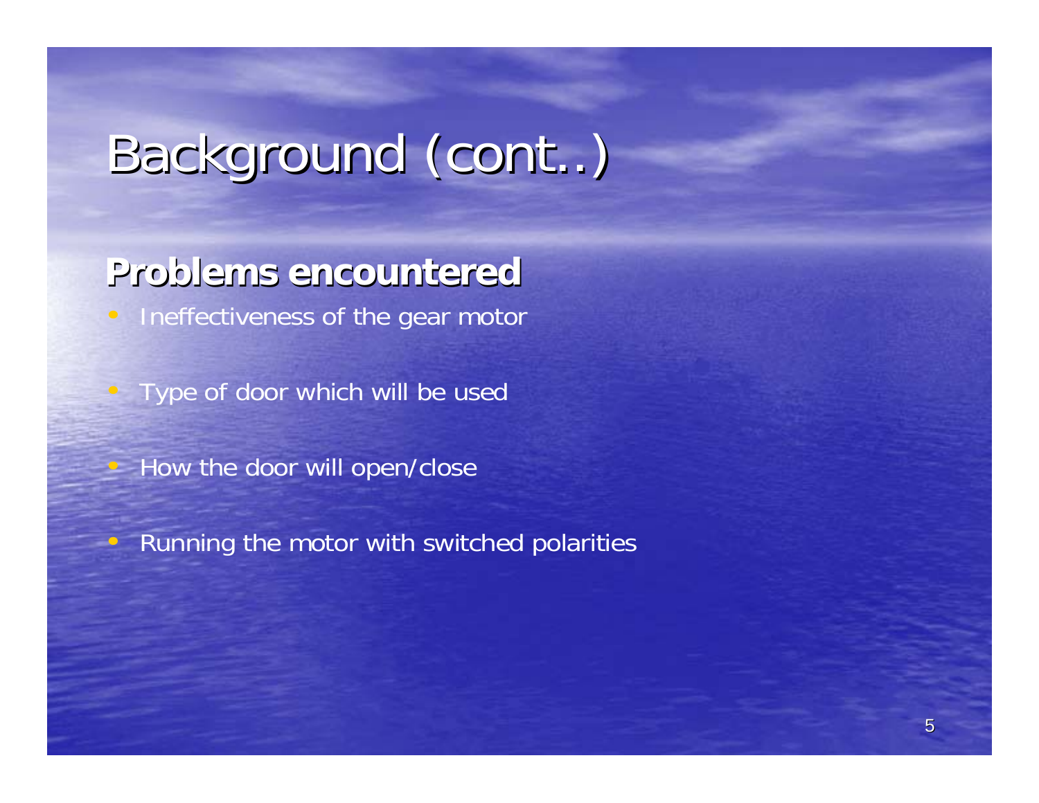# Background (cont..)

## Problems encountered

- Ineffectiveness of the gear motor
- Type of door which will be used
- How the door will open/close
- Running the motor with switched polarities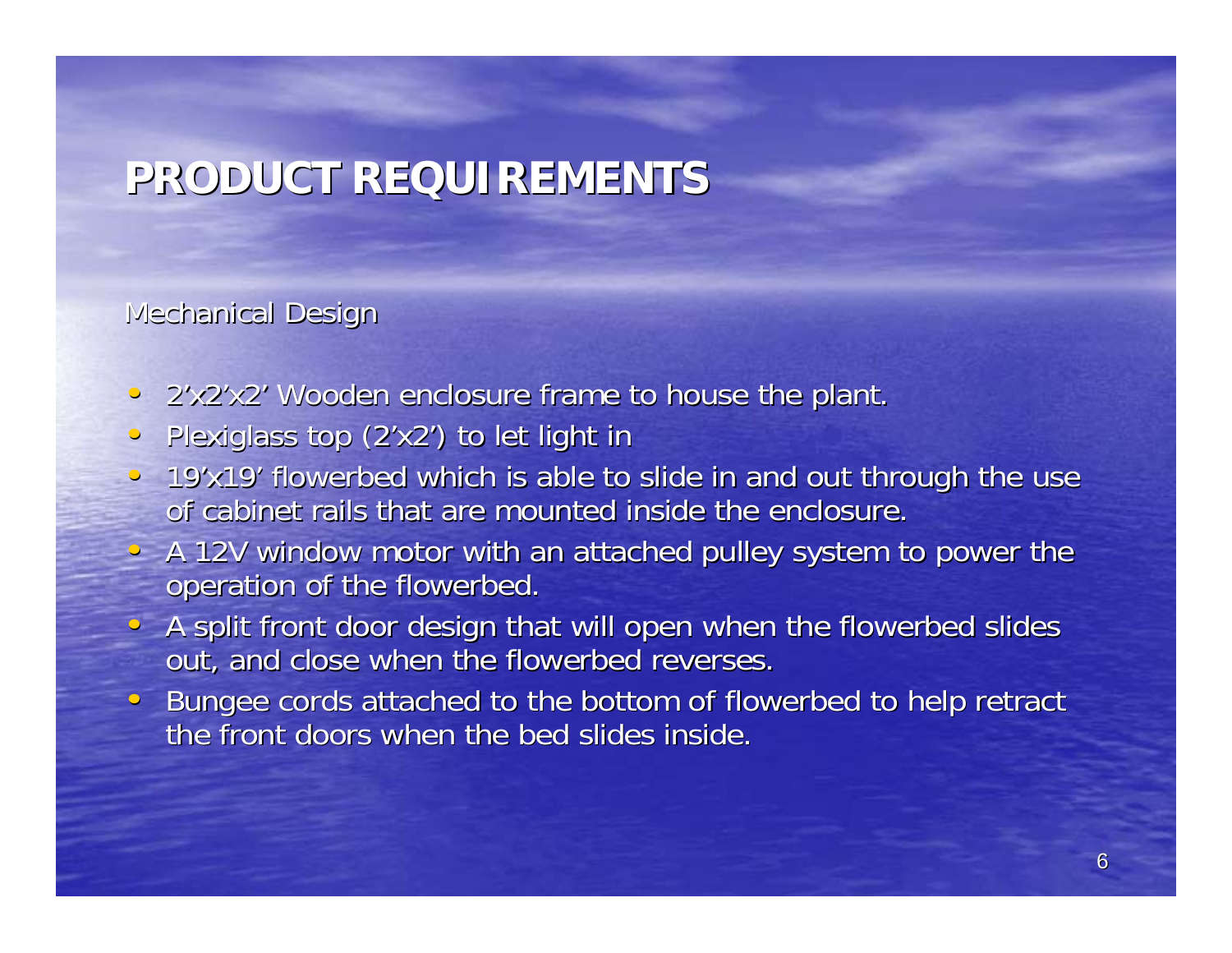# PRODUCT REQUIREMENTS

Mechanical Design

- 2'x2'x2' Wooden enclosure frame to house the plant.
- Plexiglass top (2'x2') to let light in
- 19'x19' flowerbed which is able to slide in and out through the use of cabinet rails that are mounted inside the enclosure.
- A 12V window motor with an attached pulley system to power the operation of the flowerbed.
- A split front door design that will open when the flowerbed slides out, and close when the flowerbed reverses.
- Bungee cords attached to the bottom of flowerbed to help retract the front doors when the bed slides inside.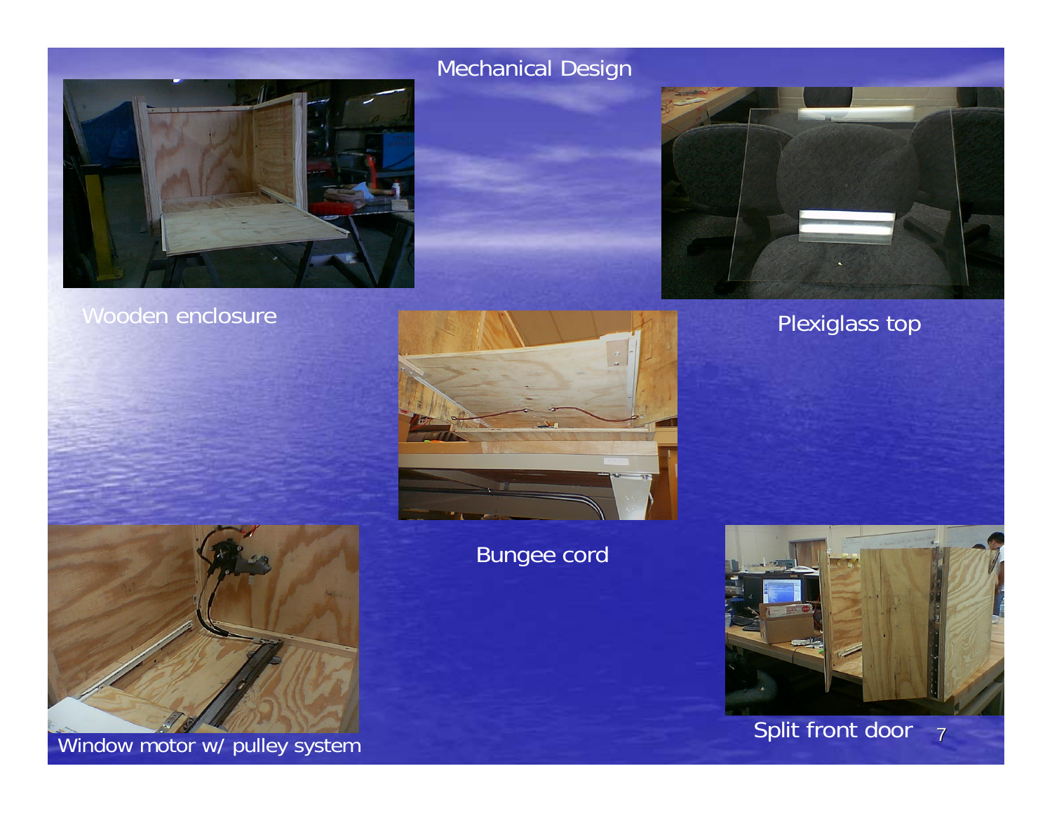# Mechanical Design

Wooden enclosure

Plexiglass top

Bungee cord

Window motor w/ pulley system

Split front door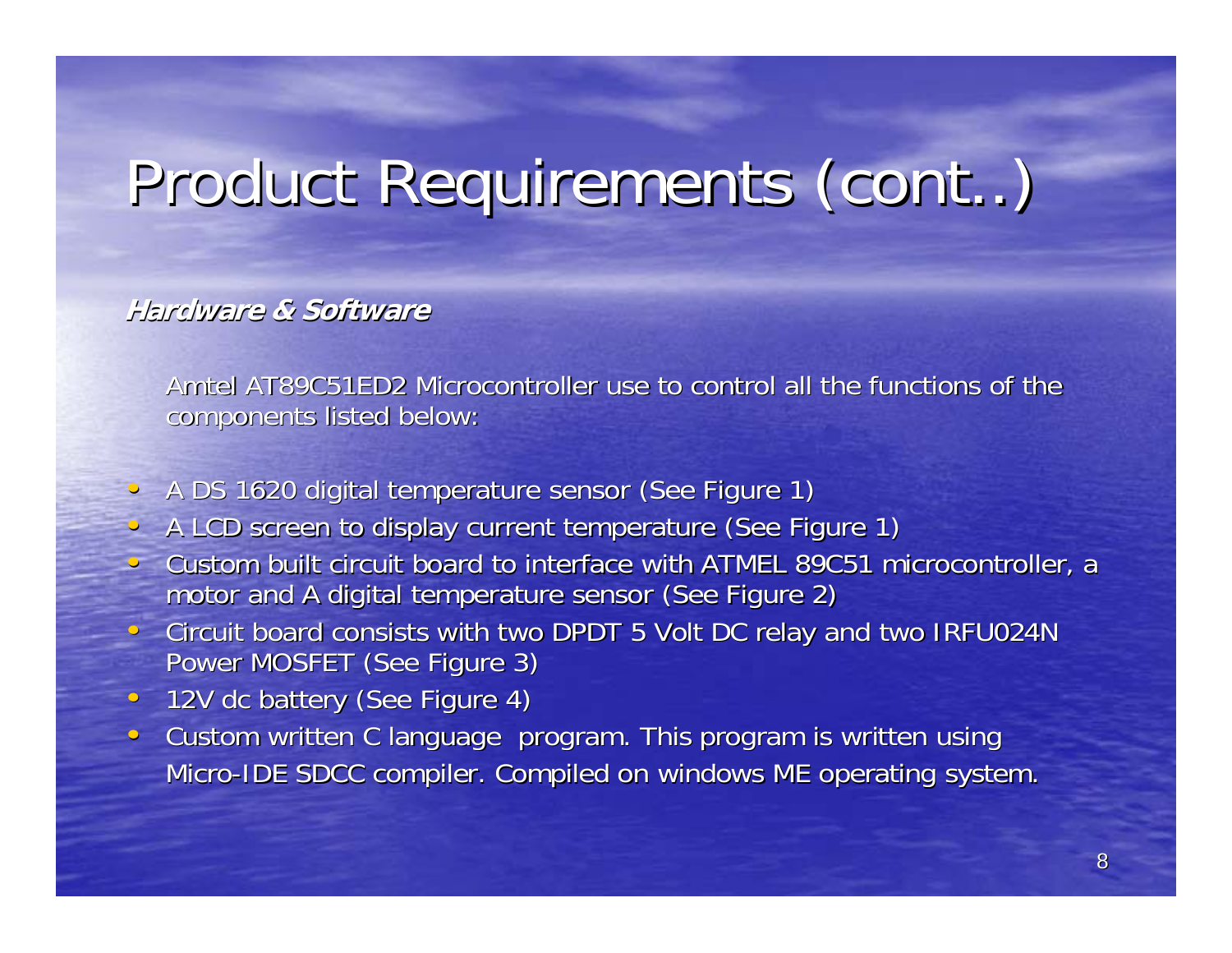# Product Requirements (cont..)

***Hardware & Software***

Amtel AT89C51ED2 Microcontroller use to control all the functions of the components listed below:

- A DS 1620 digital temperature sensor (See Figure 1)
- A LCD screen to display current temperature (See Figure 1)
- Custom built circuit board to interface with ATMEL 89C51 microcontroller, a motor and A digital temperature sensor (See Figure 2)
- Circuit board consists with two DPDT 5 Volt DC relay and two IRFU024N Power MOSFET (See Figure 3)
- 12V dc battery (See Figure 4)
- Custom written C language program. This program is written using Micro-IDE SDCC compiler. Compiled on windows ME operating system.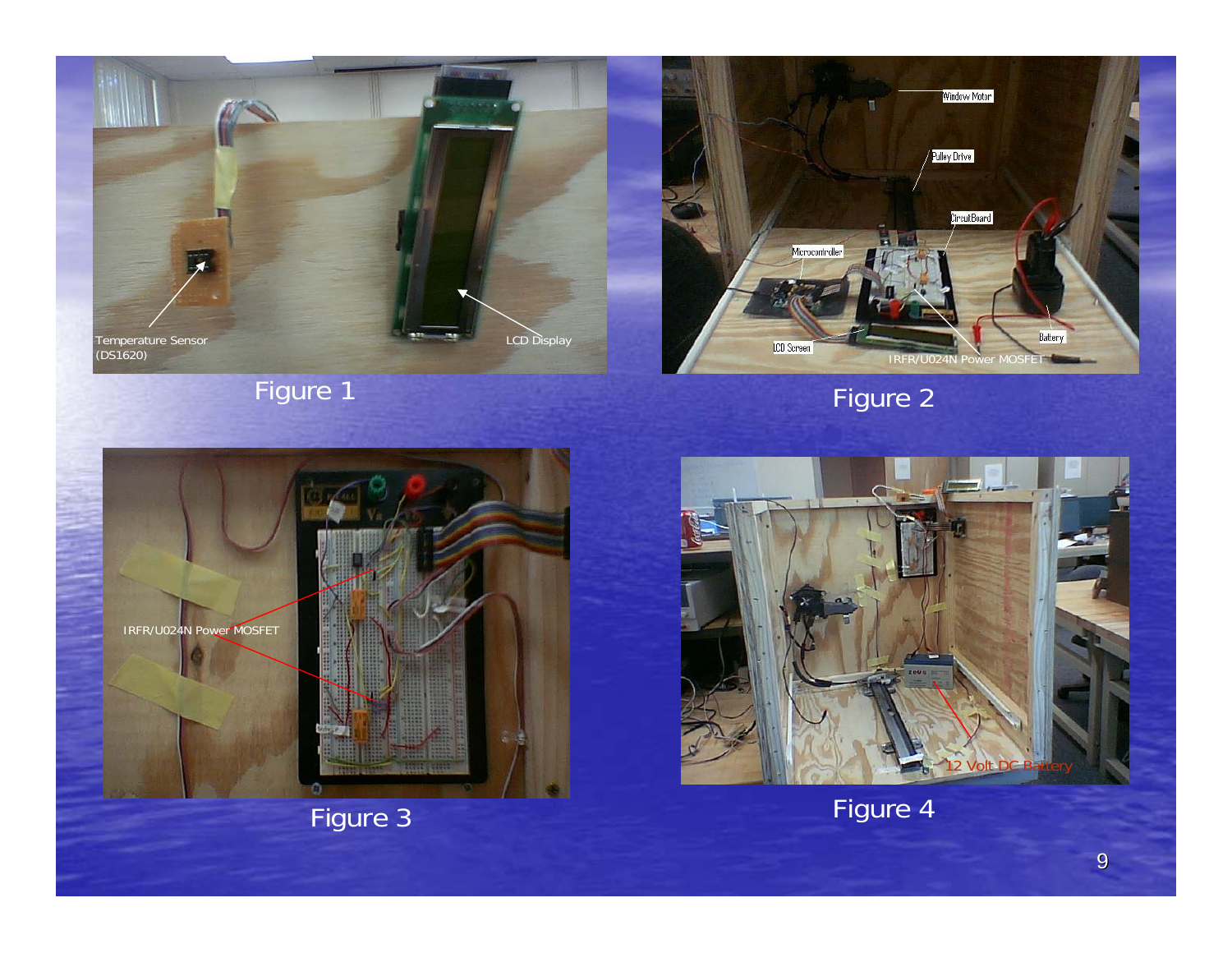Temperature Sensor (DS1620)

LCD Display

Figure 1

Window Motor

Pulley Drive

CircutBoard

Microcontroller

Battery

LCD Screen

IRFR/U024N Power MOSFET

Figure 2

IRFR/U024N Power MOSFET

Figure 3

12 Volt DC Battery

Figure 4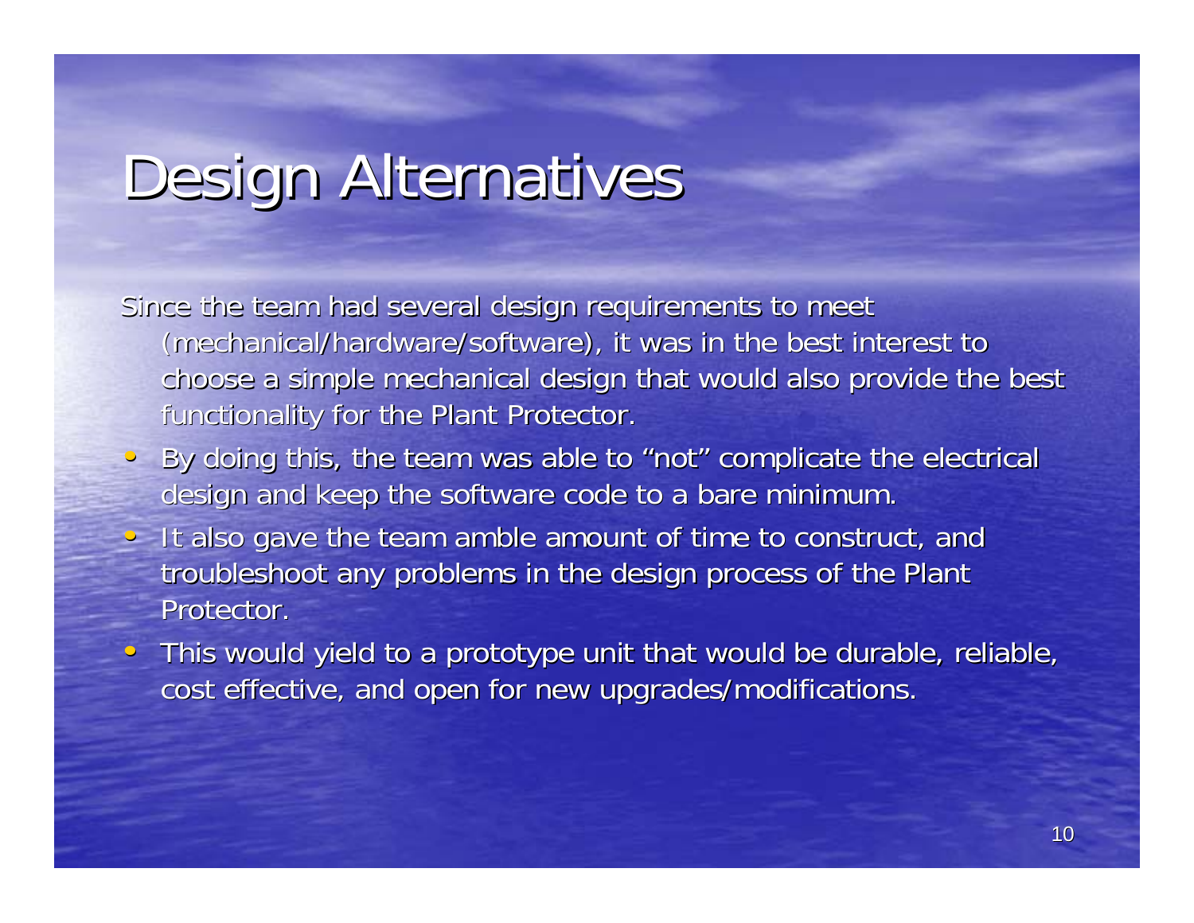# Design Alternatives

Since the team had several design requirements to meet (mechanical/hardware/software), it was in the best interest to choose a simple mechanical design that would also provide the best functionality for the Plant Protector.

- By doing this, the team was able to "not" complicate the electrical design and keep the software code to a bare minimum.
- It also gave the team amble amount of time to construct, and troubleshoot any problems in the design process of the Plant Protector.
- This would yield to a prototype unit that would be durable, reliable, cost effective, and open for new upgrades/modifications.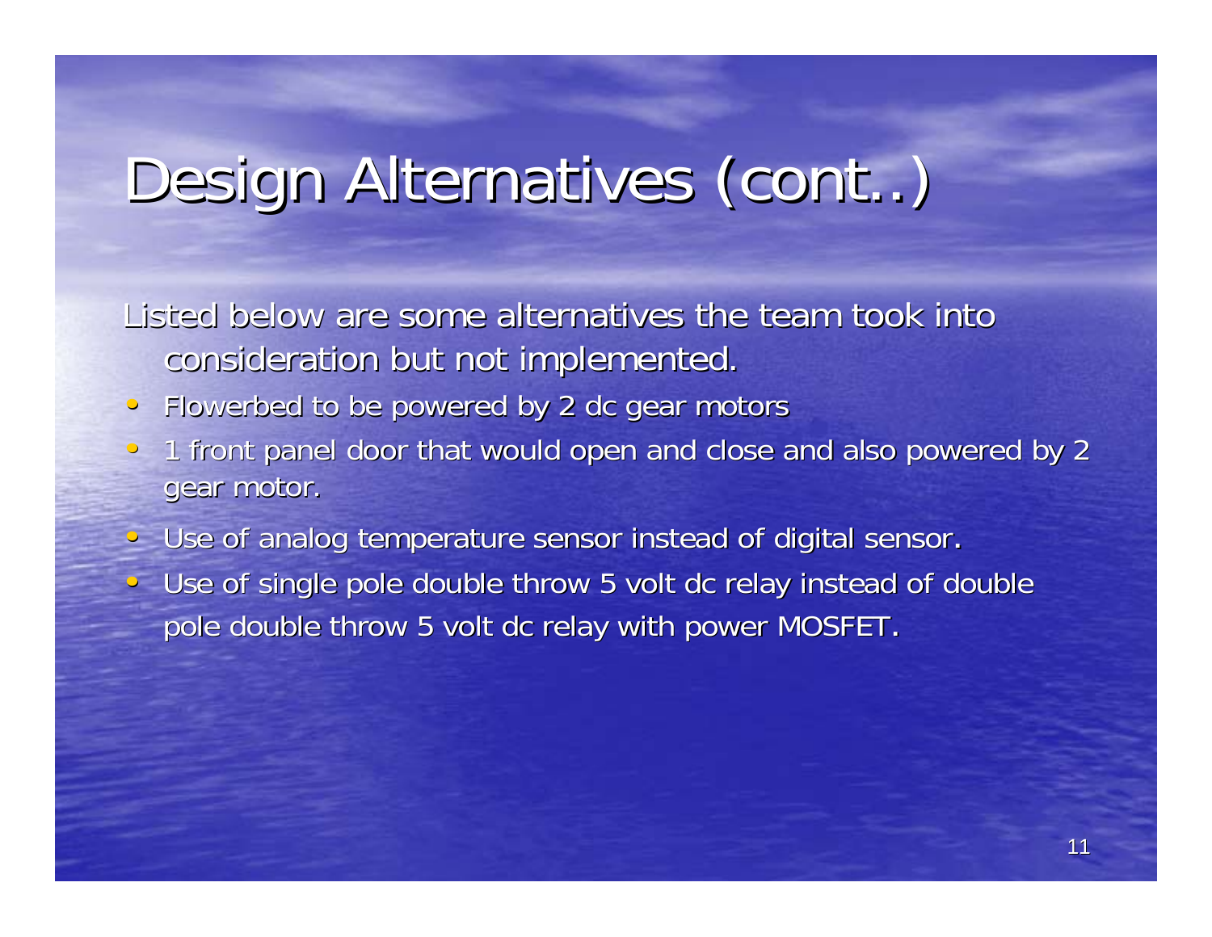# Design Alternatives (cont..)

Listed below are some alternatives the team took into consideration but not implemented.

- Flowerbed to be powered by 2 dc gear motors
- 1 front panel door that would open and close and also powered by 2 gear motor.
- Use of analog temperature sensor instead of digital sensor.
- Use of single pole double throw 5 volt dc relay instead of double pole double throw 5 volt dc relay with power MOSFET.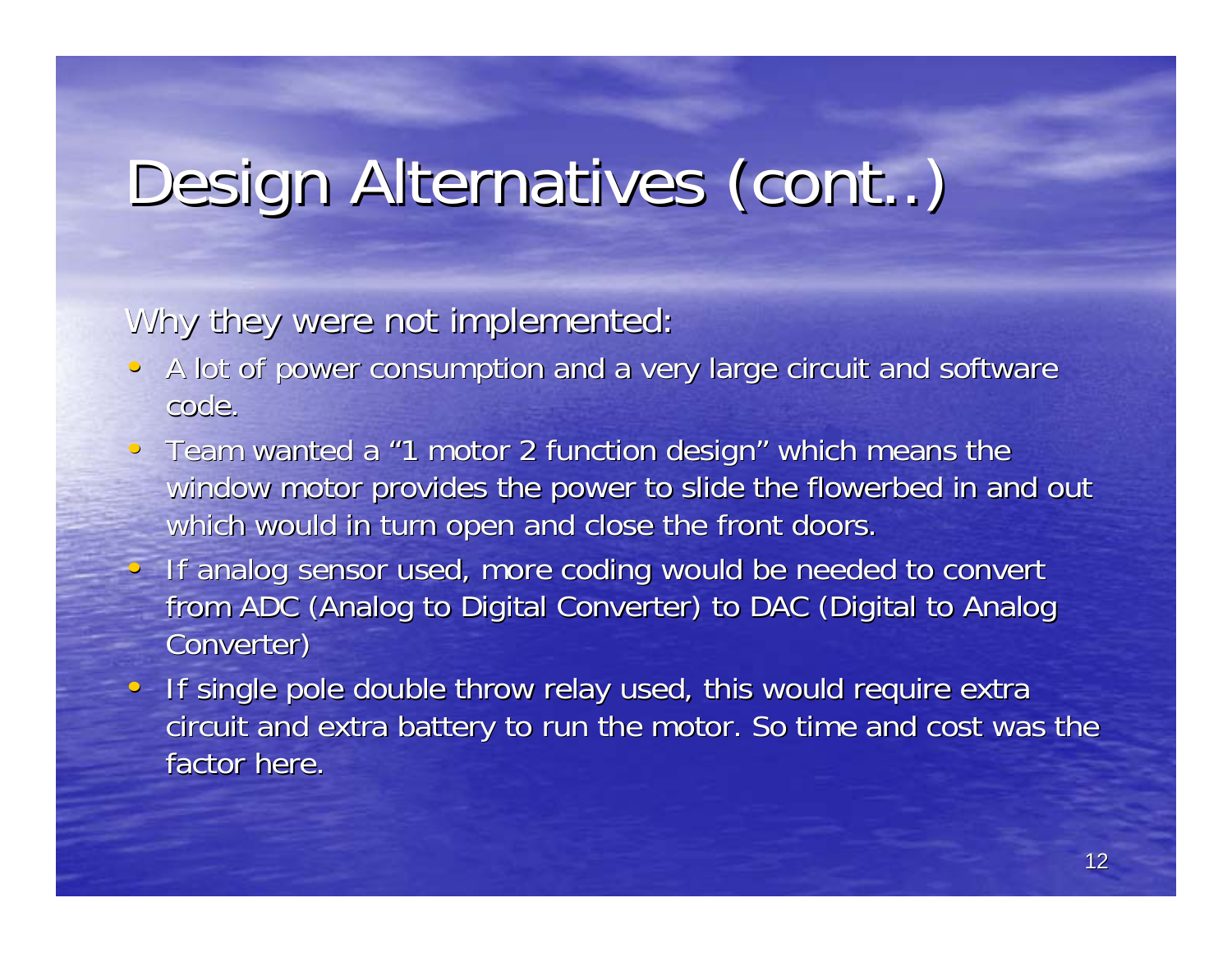# Design Alternatives (cont..)

Why they were not implemented:

- A lot of power consumption and a very large circuit and software code.
- Team wanted a “1 motor 2 function design” which means the window motor provides the power to slide the flowerbed in and out which would in turn open and close the front doors.
- If analog sensor used, more coding would be needed to convert from ADC (Analog to Digital Converter) to DAC (Digital to Analog Converter)
- If single pole double throw relay used, this would require extra circuit and extra battery to run the motor. So time and cost was the factor here.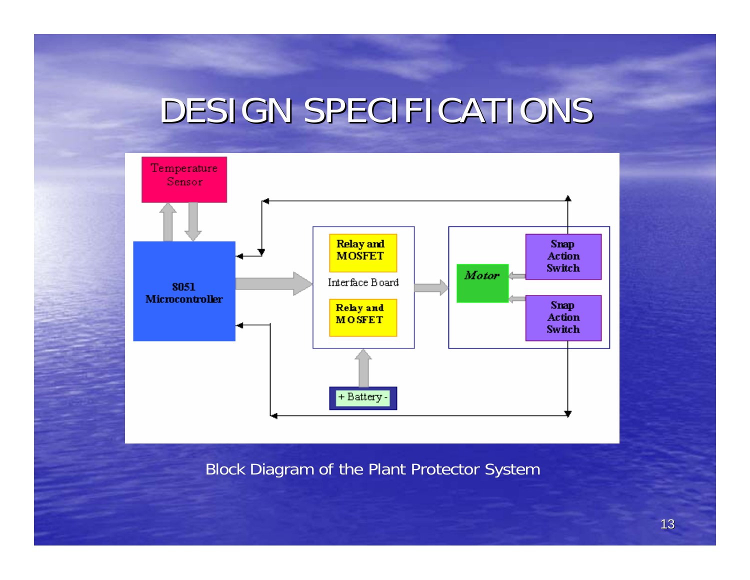# DESIGN SPECIFICATIONS

Temperature Sensor

8051 Microcontroller

Relay and MOSFET

Interface Board

Relay and MOSFET

Motor

Snap Action Switch

Snap Action Switch

+ Battery -

Block Diagram of the Plant Protector System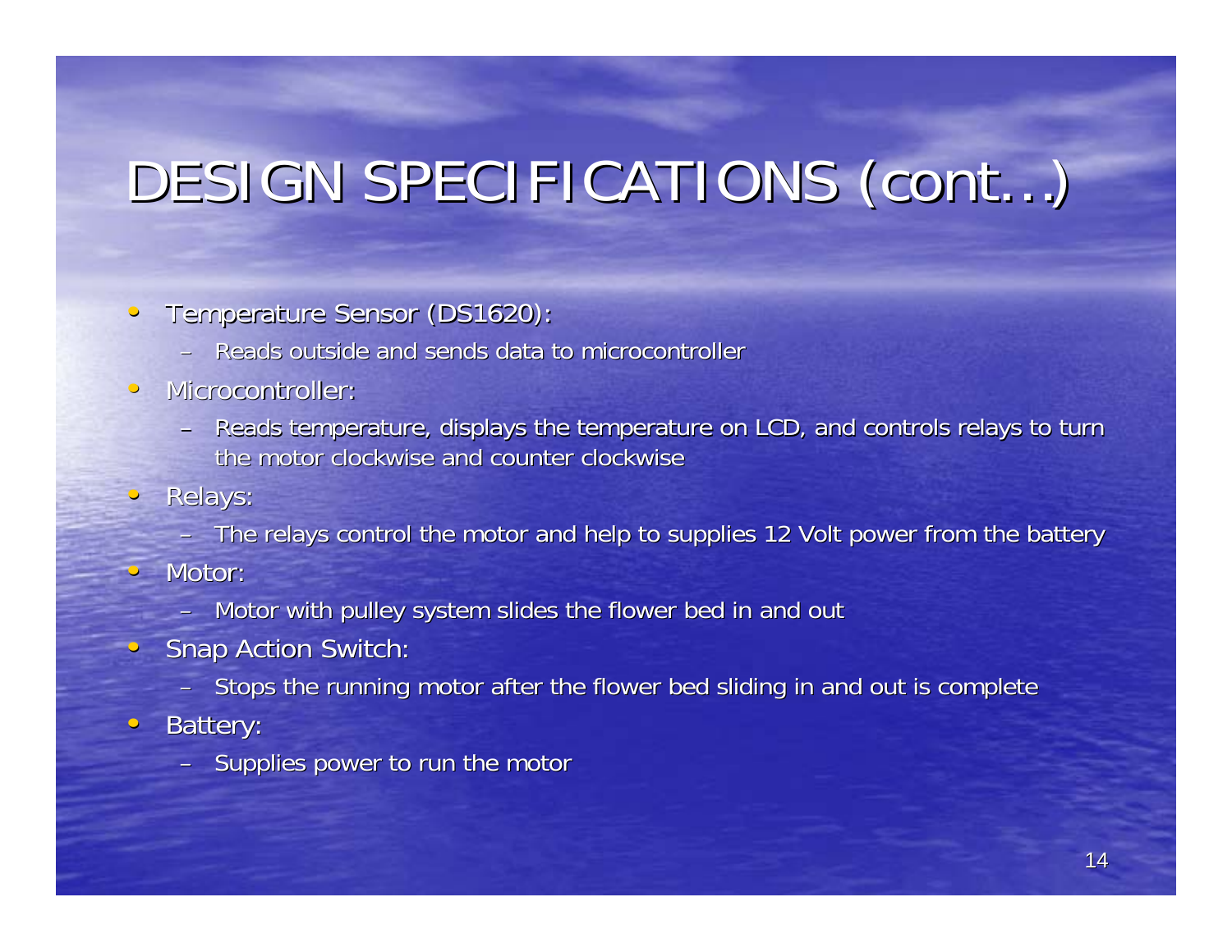# DESIGN SPECIFICATIONS (cont…)

- Temperature Sensor (DS1620):
  - Reads outside and sends data to microcontroller
- Microcontroller:
  - Reads temperature, displays the temperature on LCD, and controls relays to turn the motor clockwise and counter clockwise
- Relays:
  - The relays control the motor and help to supplies 12 Volt power from the battery
- Motor:
  - Motor with pulley system slides the flower bed in and out
- Snap Action Switch:
  - Stops the running motor after the flower bed sliding in and out is complete
- Battery:
  - Supplies power to run the motor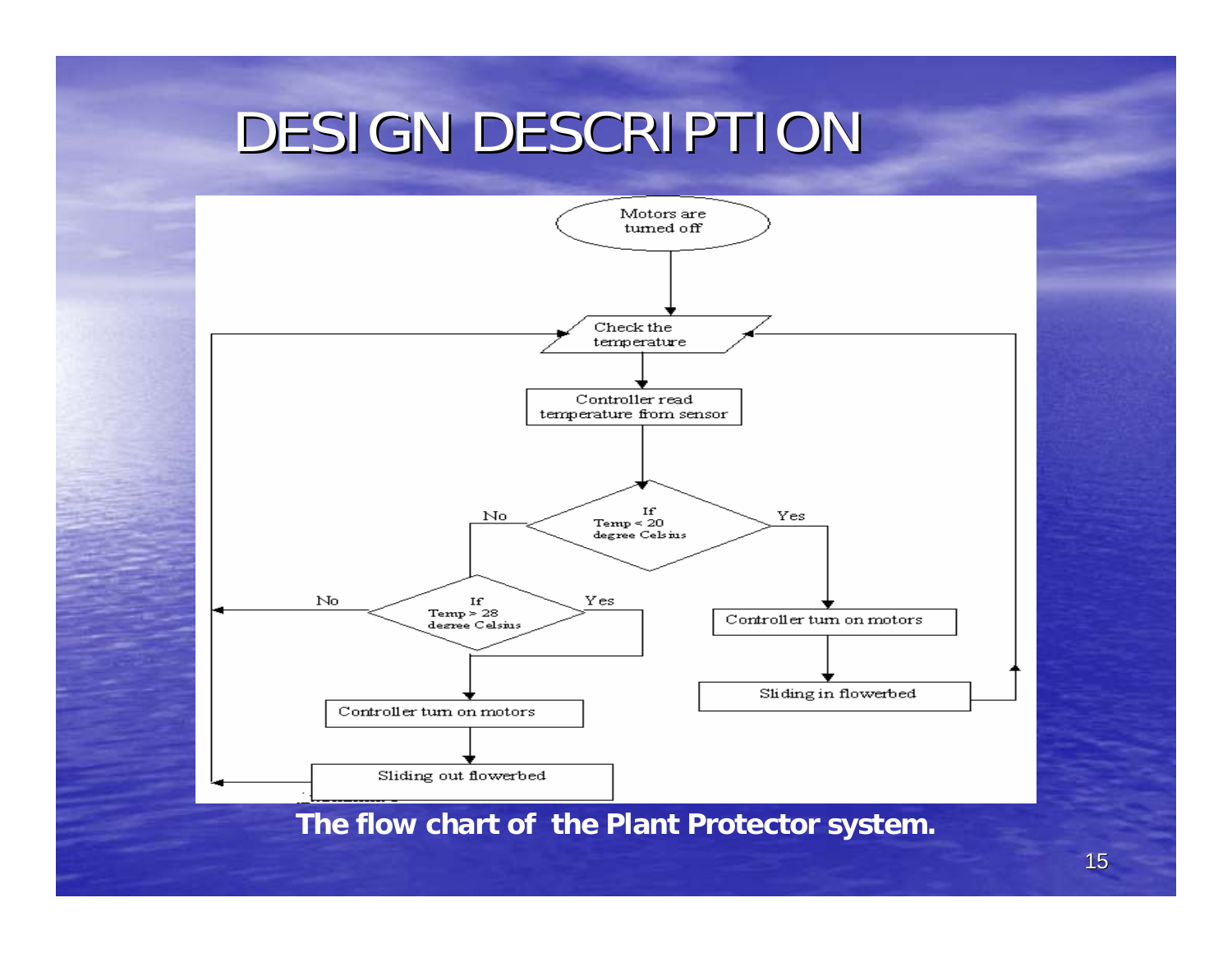# DESIGN DESCRIPTION

Motors are turned off

Check the temperature

Controller read temperature from sensor

If Temp < 20 degree Celsius

No

Yes

If Temp > 28 degree Celsius

No

Yes

Controller turn on motors

Sliding in flowerbed

Controller turn on motors

Sliding out flowerbed

**The flow chart of the Plant Protector system.**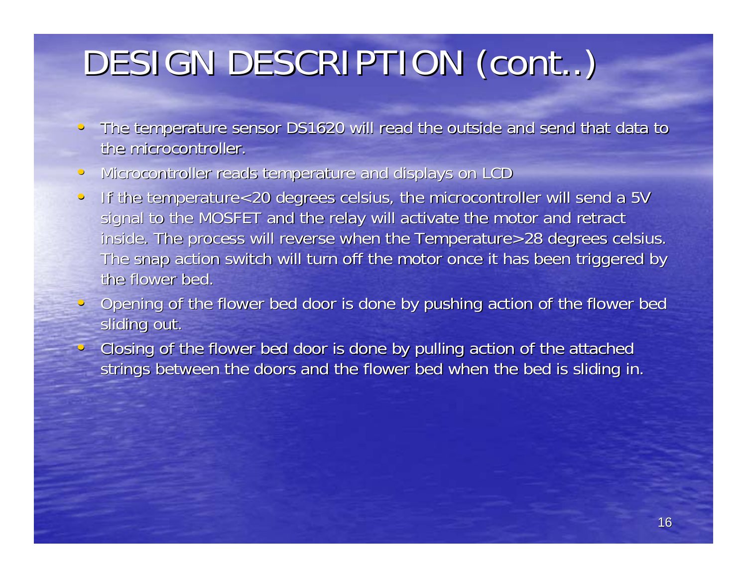# DESIGN DESCRIPTION (cont..)

- The temperature sensor DS1620 will read the outside and send that data to the microcontroller.
- Microcontroller reads temperature and displays on LCD
- If the temperature<20 degrees celsius, the microcontroller will send a 5V signal to the MOSFET and the relay will activate the motor and retract inside. The process will reverse when the Temperature>28 degrees celsius. The snap action switch will turn off the motor once it has been triggered by the flower bed.
- Opening of the flower bed door is done by pushing action of the flower bed sliding out.
- Closing of the flower bed door is done by pulling action of the attached strings between the doors and the flower bed when the bed is sliding in.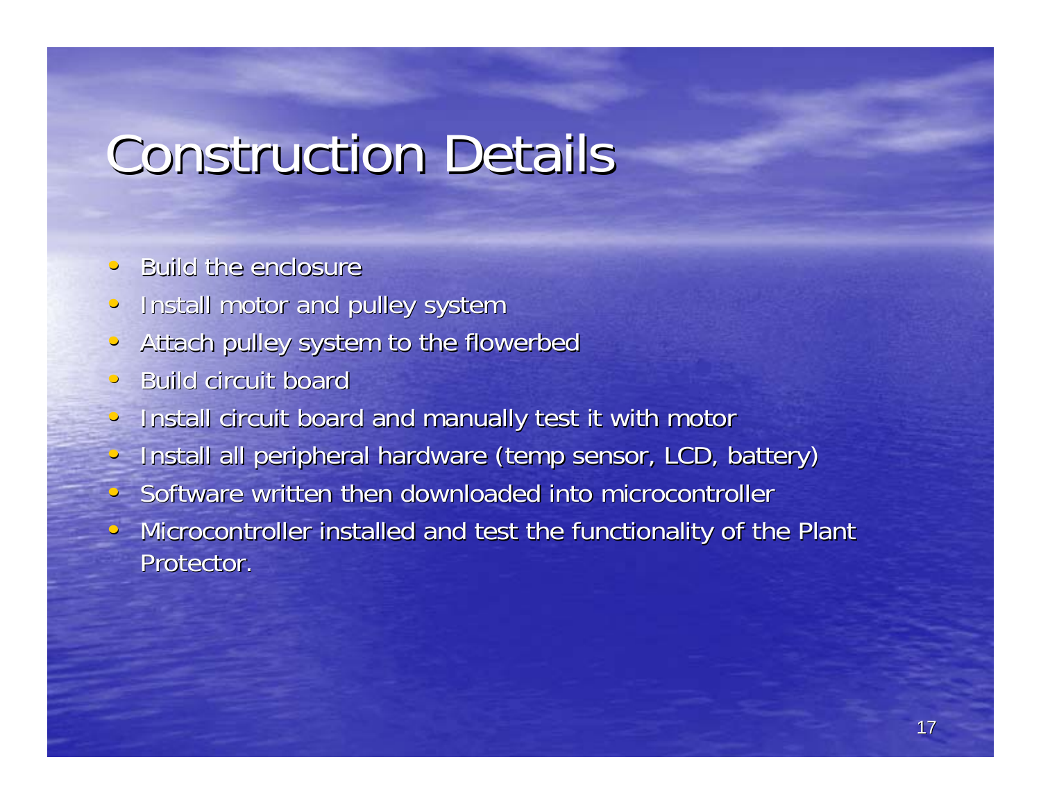# Construction Details

- Build the enclosure
- Install motor and pulley system
- Attach pulley system to the flowerbed
- Build circuit board
- Install circuit board and manually test it with motor
- Install all peripheral hardware (temp sensor, LCD, battery)
- Software written then downloaded into microcontroller
- Microcontroller installed and test the functionality of the Plant Protector.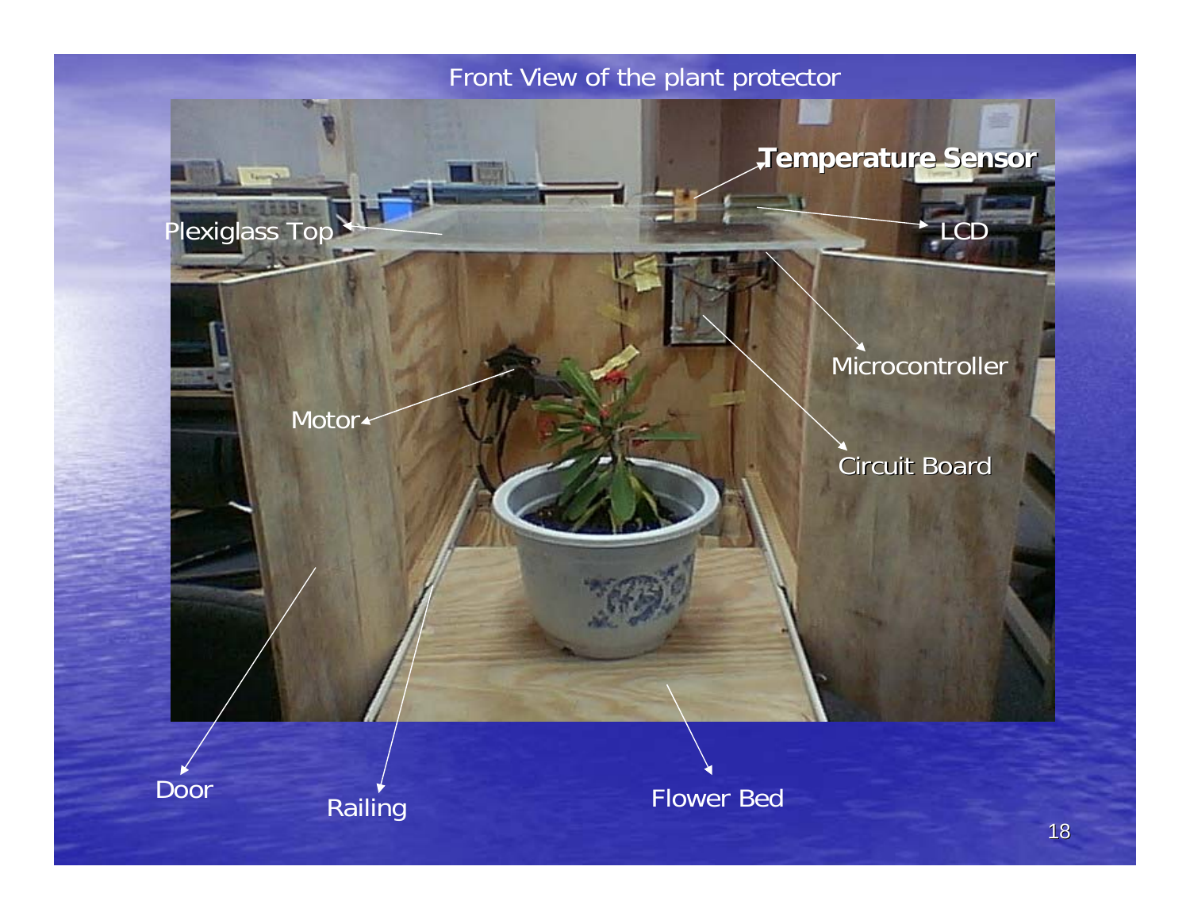# Front View of the plant protector

Temperature Sensor

Plexiglass Top

LCD

Microcontroller

Motor

Circuit Board

Door

Railing

Flower Bed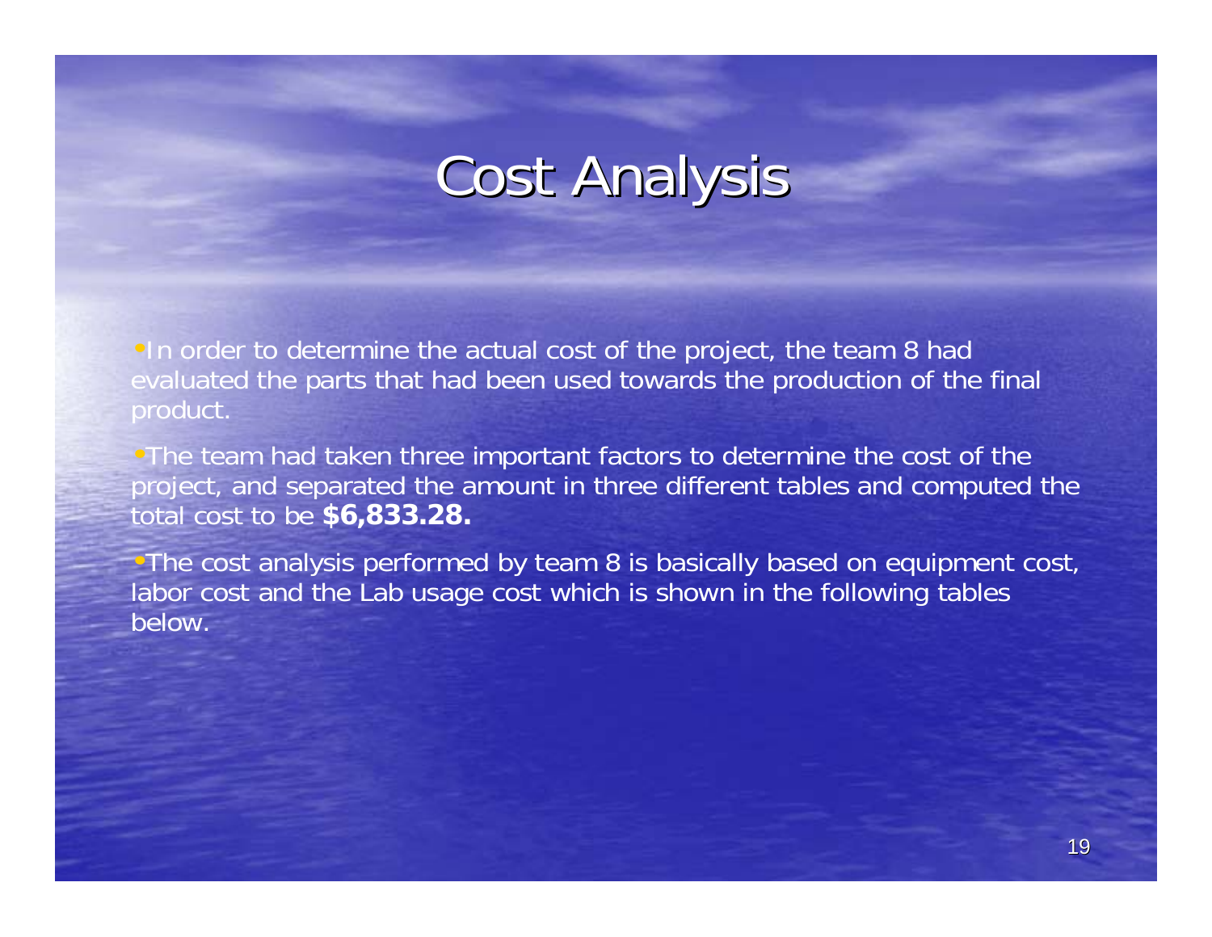# Cost Analysis

- In order to determine the actual cost of the project, the team 8 had evaluated the parts that had been used towards the production of the final product.
- The team had taken three important factors to determine the cost of the project, and separated the amount in three different tables and computed the total cost to be **$6,833.28.**
- The cost analysis performed by team 8 is basically based on equipment cost, labor cost and the Lab usage cost which is shown in the following tables below.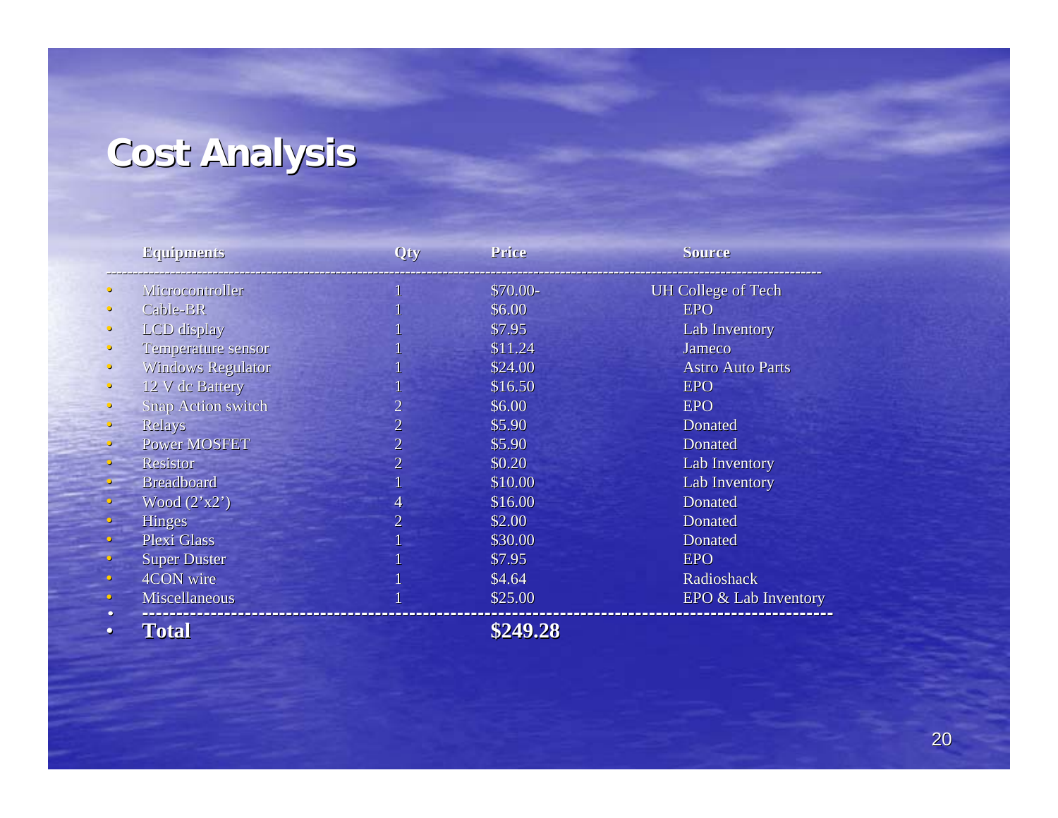# Cost Analysis

| Equipments | Qty | Price | Source |
|---|---|---|---|
| Microcontroller | 1 | $70.00- | UH College of Tech |
| Cable-BR | 1 | $6.00 | EPO |
| LCD display | 1 | $7.95 | Lab Inventory |
| Temperature sensor | 1 | $11.24 | Jameco |
| Windows Regulator | 1 | $24.00 | Astro Auto Parts |
| 12 V dc Battery | 1 | $16.50 | EPO |
| Snap Action switch | 2 | $6.00 | EPO |
| Relays | 2 | $5.90 | Donated |
| Power MOSFET | 2 | $5.90 | Donated |
| Resistor | 2 | $0.20 | Lab Inventory |
| Breadboard | 1 | $10.00 | Lab Inventory |
| Wood (2'x2') | 4 | $16.00 | Donated |
| Hinges | 2 | $2.00 | Donated |
| Plexi Glass | 1 | $30.00 | Donated |
| Super Duster | 1 | $7.95 | EPO |
| 4CON wire | 1 | $4.64 | Radioshack |
| Miscellaneous | 1 | $25.00 | EPO & Lab Inventory |
| **Total** | | **$249.28** | |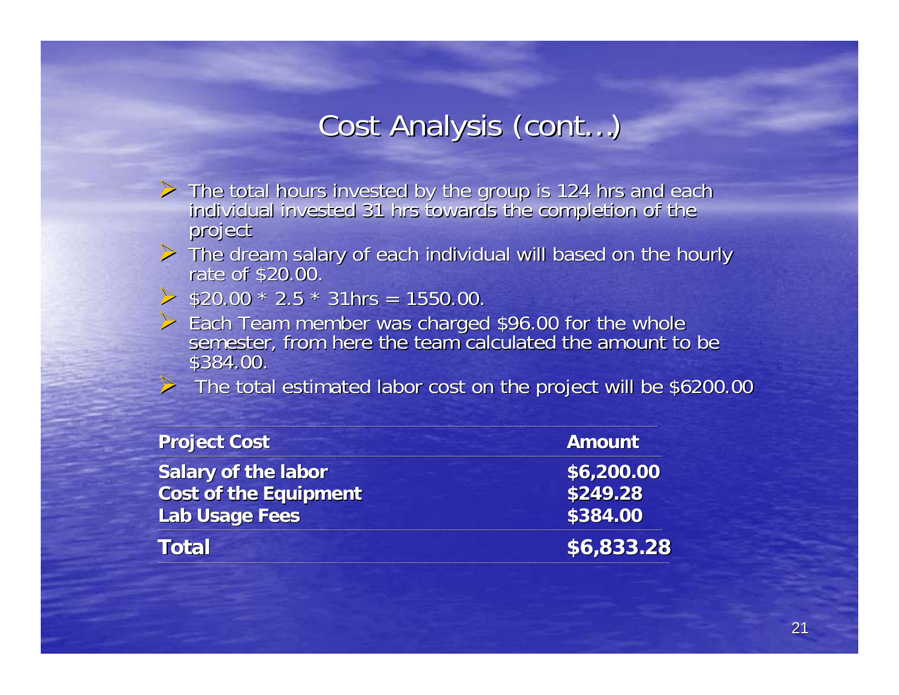# Cost Analysis (cont…)

- The total hours invested by the group is 124 hrs and each individual invested 31 hrs towards the completion of the project
- The dream salary of each individual will based on the hourly rate of $20.00.
- $20.00 * 2.5 * 31hrs = 1550.00.
- Each Team member was charged $96.00 for the whole semester, from here the team calculated the amount to be $384.00.
- The total estimated labor cost on the project will be $6200.00

| Project Cost | Amount |
| --- | --- |
| **Salary of the labor** | **$6,200.00** |
| **Cost of the Equipment** | **$249.28** |
| **Lab Usage Fees** | **$384.00** |
| **Total** | **$6,833.28** |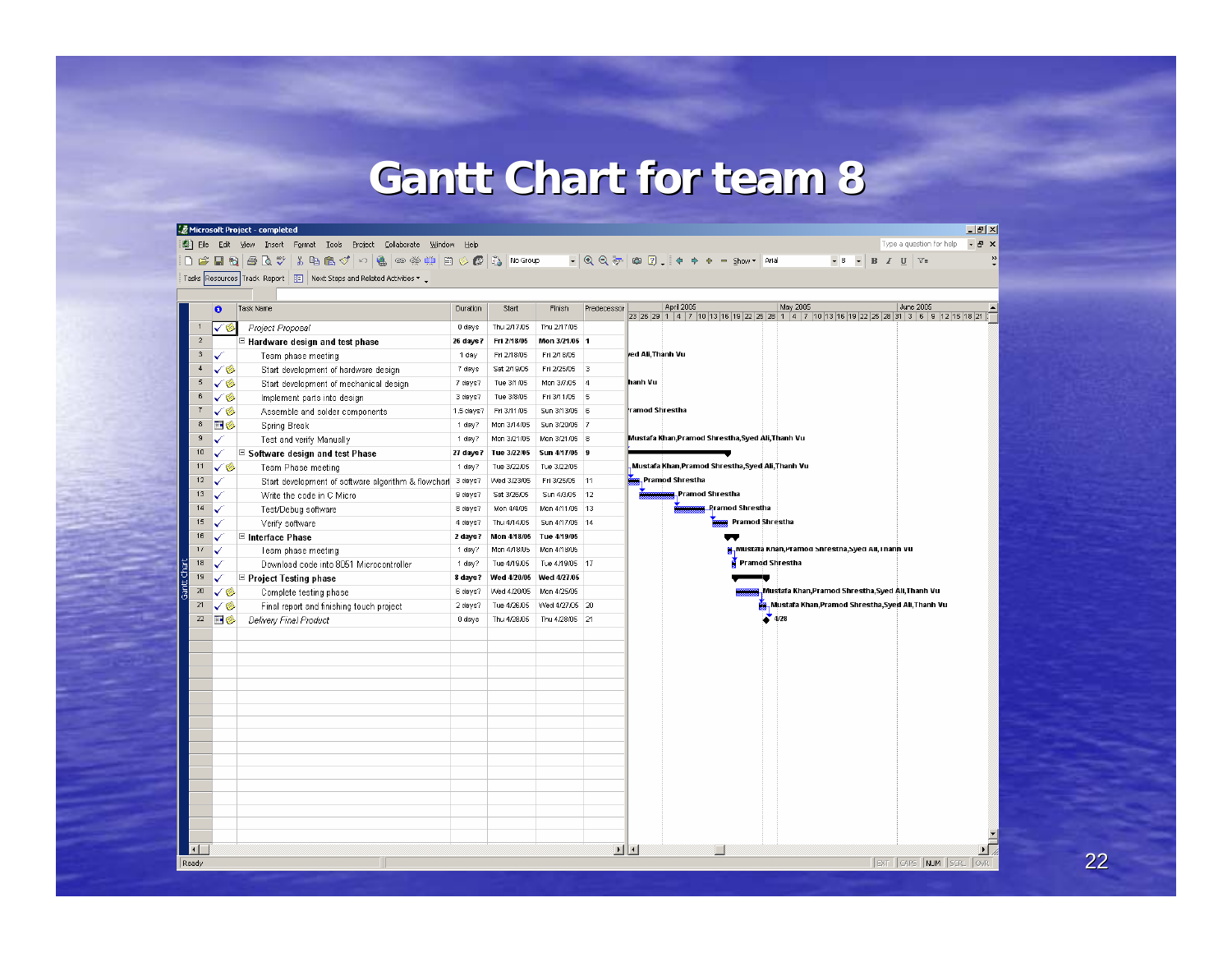# Gantt Chart for team 8

Microsoft Project - completed

| ID | Task Name | Duration | Start | Finish | Predecessors |
|---|---|---|---|---|---|
| 1 | *Project Proposal* | 0 days | Thu 2/17/05 | Thu 2/17/05 | |
| 2 | **Hardware design and test phase** | **26 days?** | **Fri 2/18/05** | **Mon 3/21/05** | **1** |
| 3 | Team phase meeting | 1 day | Fri 2/18/05 | Fri 2/18/05 | |
| 4 | Start development of hardware design | 7 days | Sat 2/19/05 | Fri 2/25/05 | 3 |
| 5 | Start development of mechanical design | 7 days? | Tue 3/1/05 | Mon 3/7/05 | 4 |
| 6 | Implement parts into design | 3 days? | Tue 3/8/05 | Fri 3/11/05 | 5 |
| 7 | Assemble and solder components | 1.5 days? | Fri 3/11/05 | Sun 3/13/05 | 6 |
| 8 | Spring Break | 1 day? | Mon 3/14/05 | Sun 3/20/05 | 7 |
| 9 | Test and verify Manually | 1 day? | Mon 3/21/05 | Mon 3/21/05 | 8 |
| 10 | **Software design and test Phase** | **27 days?** | **Tue 3/22/05** | **Sun 4/17/05** | **9** |
| 11 | Team Phase meeting | 1 day? | Tue 3/22/05 | Tue 3/22/05 | |
| 12 | Start development of software algorithm & flowchart | 3 days? | Wed 3/23/05 | Fri 3/25/05 | 11 |
| 13 | Write the code in C Micro | 9 days? | Sat 3/26/05 | Sun 4/3/05 | 12 |
| 14 | Test/Debug software | 8 days? | Mon 4/4/05 | Mon 4/11/05 | 13 |
| 15 | Verify software | 4 days? | Thu 4/14/05 | Sun 4/17/05 | 14 |
| 16 | **Interface Phase** | **2 days?** | **Mon 4/18/05** | **Tue 4/19/05** | |
| 17 | Team phase meeting | 1 day? | Mon 4/18/05 | Mon 4/18/05 | |
| 18 | Download code into 8051 Microcontroller | 1 day? | Tue 4/19/05 | Tue 4/19/05 | 17 |
| 19 | **Project Testing phase** | **8 days?** | **Wed 4/20/05** | **Wed 4/27/05** | |
| 20 | Complete testing phase | 6 days? | Wed 4/20/05 | Mon 4/25/05 | |
| 21 | Final report and finishing touch project | 2 days? | Tue 4/26/05 | Wed 4/27/05 | 20 |
| 22 | *Delivery Final Product* | 0 days | Thu 4/28/05 | Thu 4/28/05 | 21 |

April 2005
May 2005
June 2005

Mustafa Khan, Pramod Shrestha, Syed Ali, Thanh Vu
Pramod Shrestha
4/28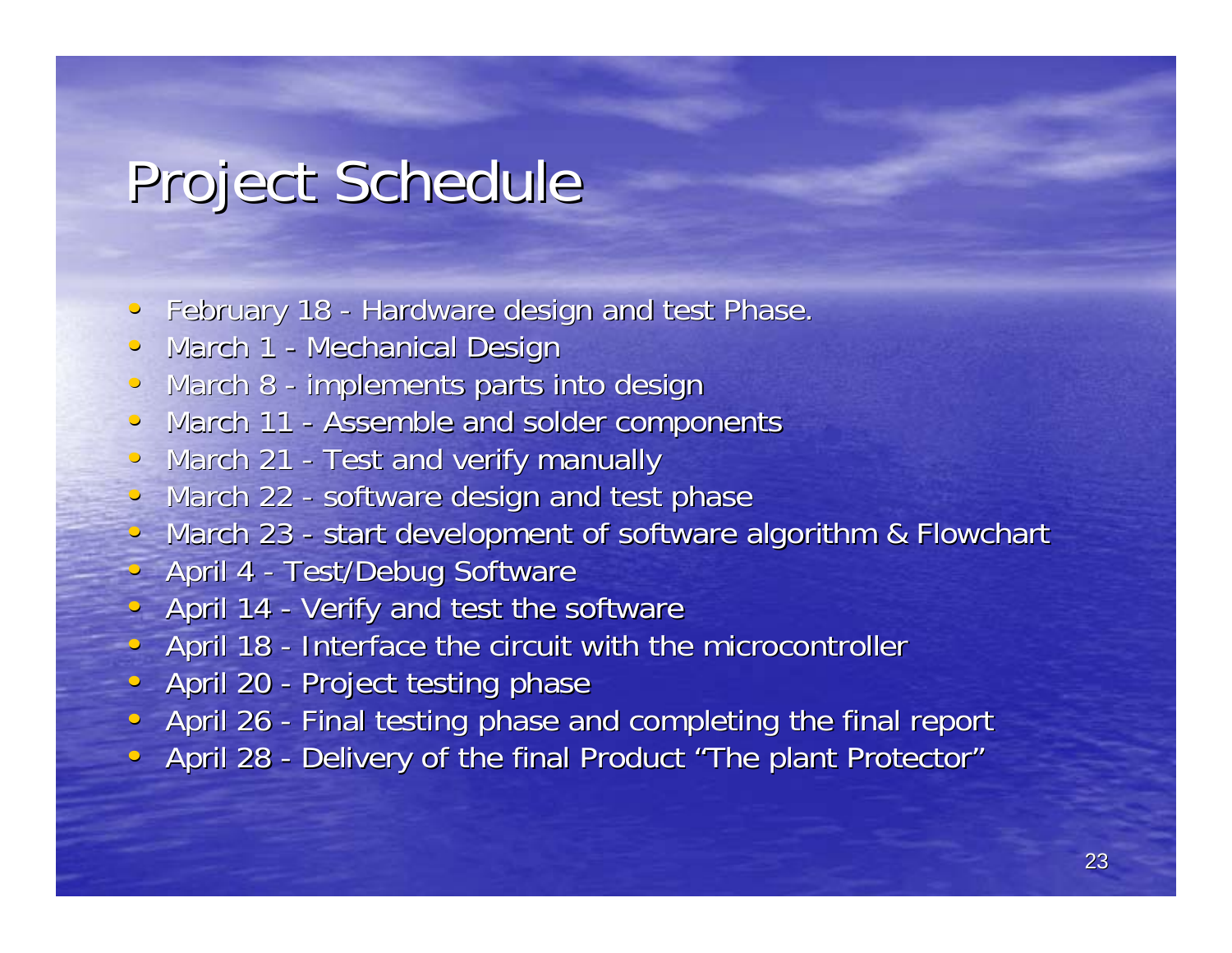# Project Schedule

- February 18 - Hardware design and test Phase.
- March 1 - Mechanical Design
- March 8 - implements parts into design
- March 11 - Assemble and solder components
- March 21 - Test and verify manually
- March 22 - software design and test phase
- March 23 - start development of software algorithm & Flowchart
- April 4 - Test/Debug Software
- April 14 - Verify and test the software
- April 18 - Interface the circuit with the microcontroller
- April 20 - Project testing phase
- April 26 - Final testing phase and completing the final report
- April 28 - Delivery of the final Product "The plant Protector"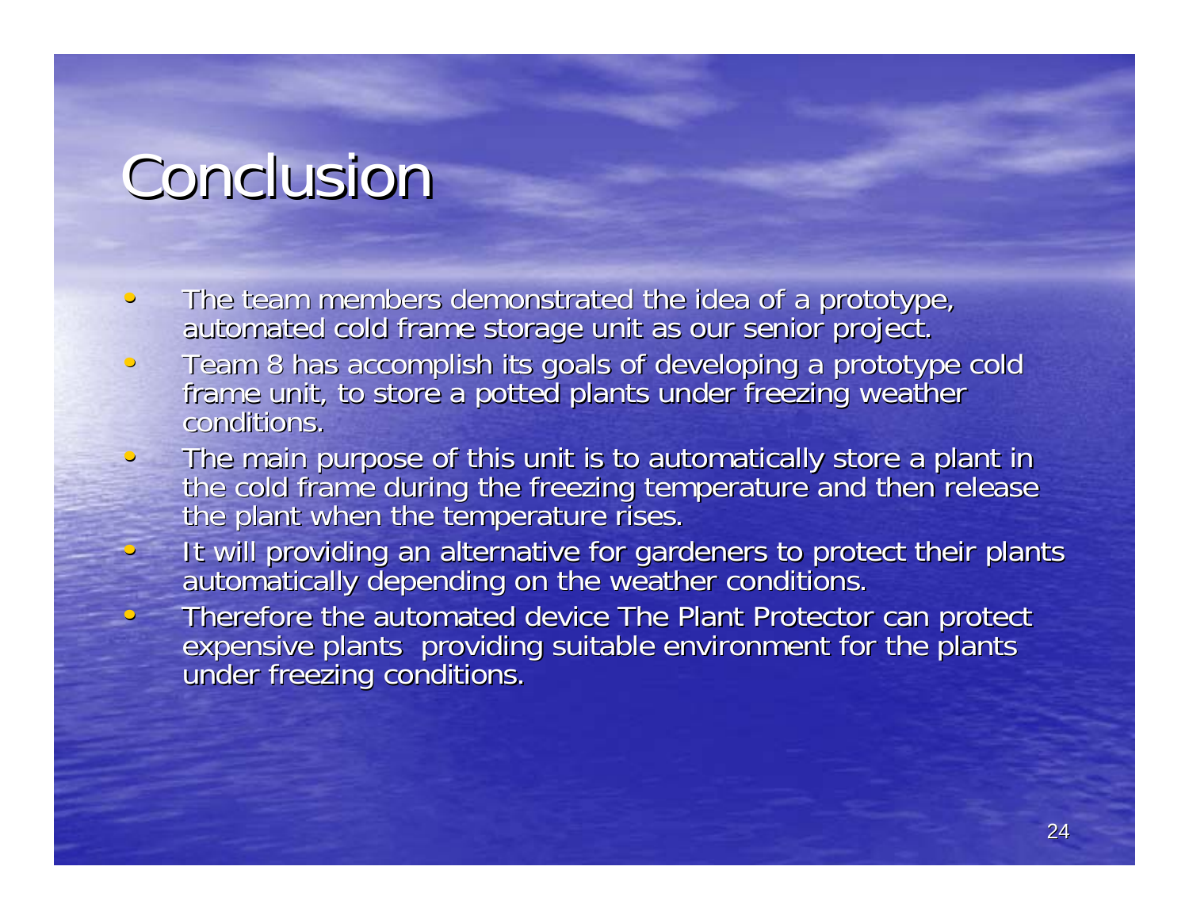# Conclusion

- The team members demonstrated the idea of a prototype, automated cold frame storage unit as our senior project.
- Team 8 has accomplish its goals of developing a prototype cold frame unit, to store a potted plants under freezing weather conditions.
- The main purpose of this unit is to automatically store a plant in the cold frame during the freezing temperature and then release the plant when the temperature rises.
- It will providing an alternative for gardeners to protect their plants automatically depending on the weather conditions.
- Therefore the automated device The Plant Protector can protect expensive plants  providing suitable environment for the plants under freezing conditions.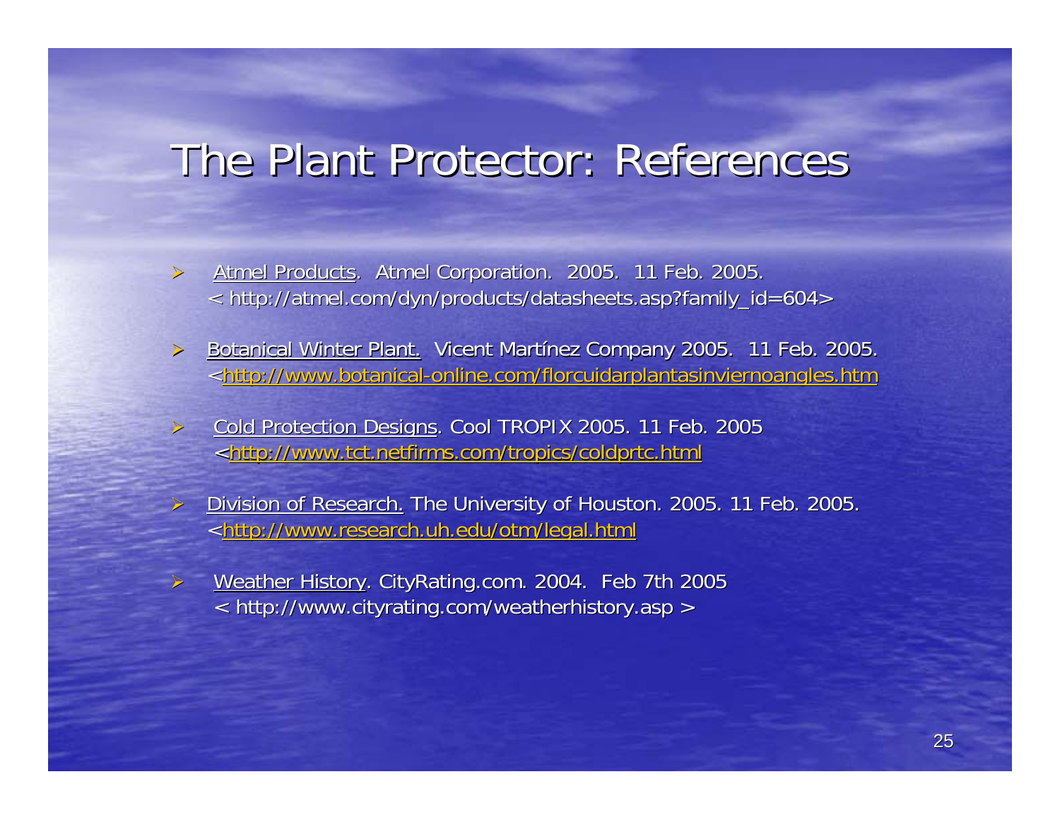# The Plant Protector: References

- Atmel Products. Atmel Corporation. 2005. 11 Feb. 2005. < http://atmel.com/dyn/products/datasheets.asp?family_id=604>
- Botanical Winter Plant. Vicent Martínez Company 2005. 11 Feb. 2005. <http://www.botanical-online.com/florcuidarplantasinviernoangles.htm
- Cold Protection Designs. Cool TROPIX 2005. 11 Feb. 2005 <http://www.tct.netfirms.com/tropics/coldprtc.html
- Division of Research. The University of Houston. 2005. 11 Feb. 2005. <http://www.research.uh.edu/otm/legal.html
- Weather History. CityRating.com. 2004. Feb 7th 2005 < http://www.cityrating.com/weatherhistory.asp >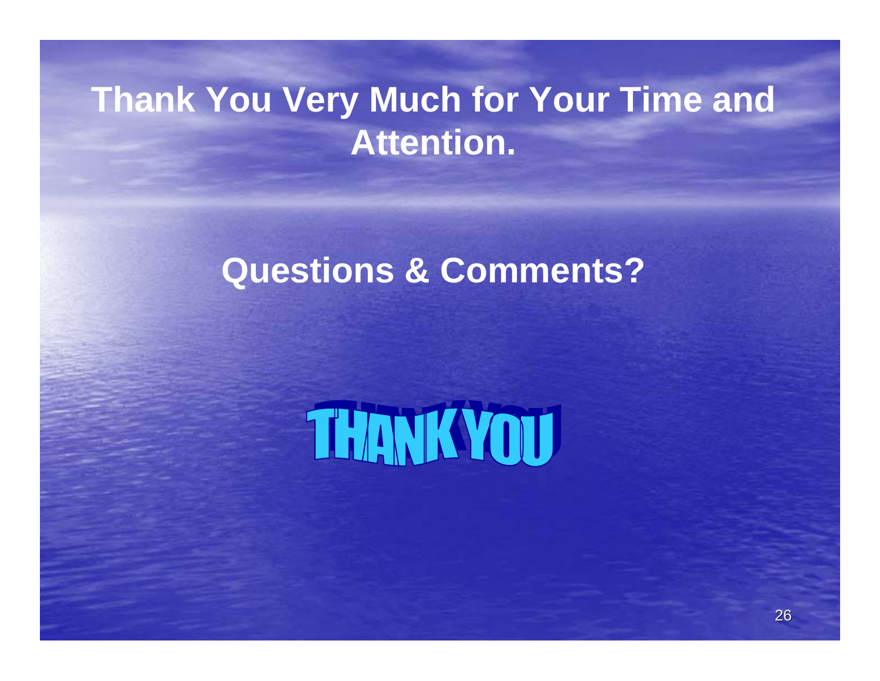# Thank You Very Much for Your Time and Attention.

## Questions & Comments?

THANK YOU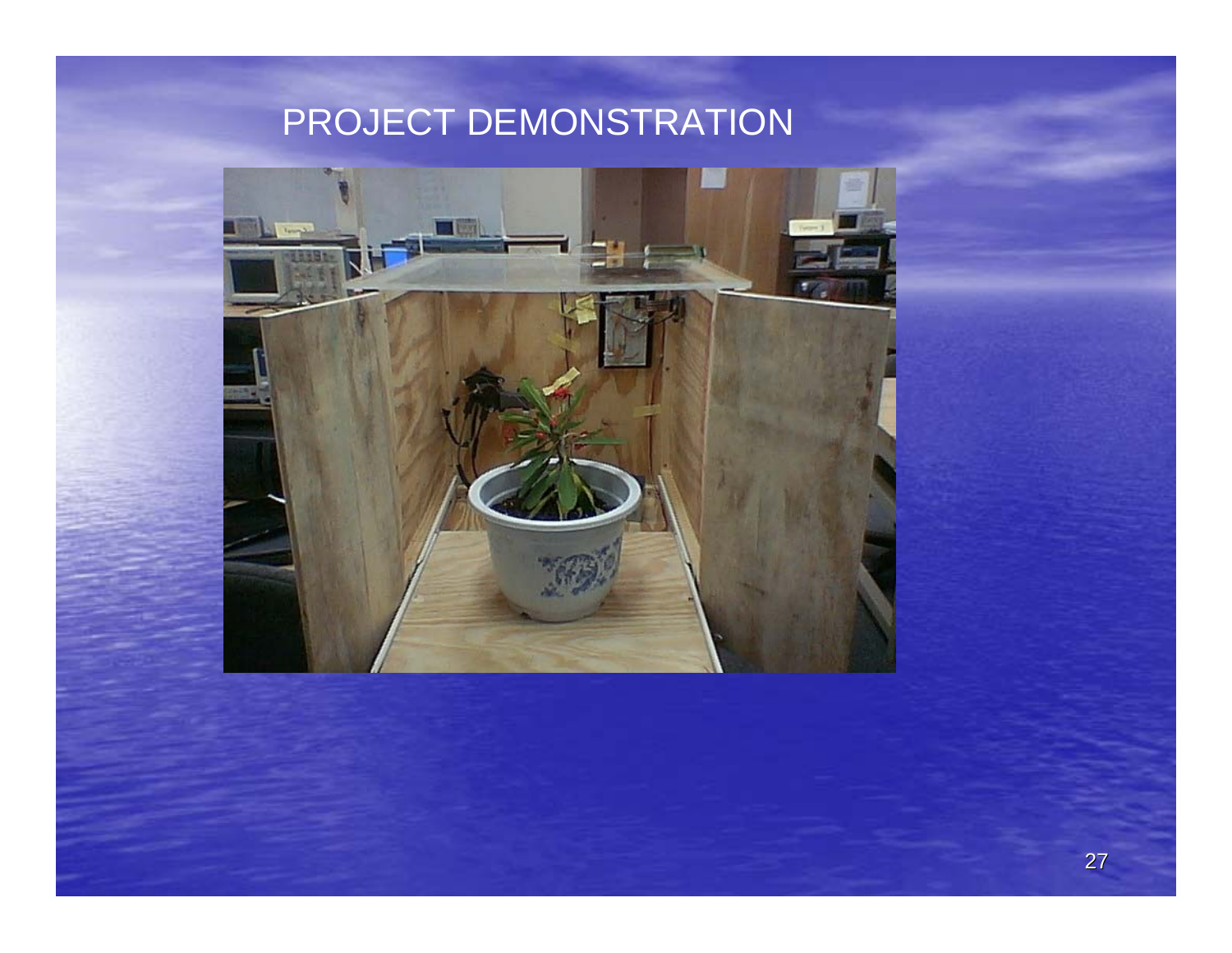# PROJECT DEMONSTRATION